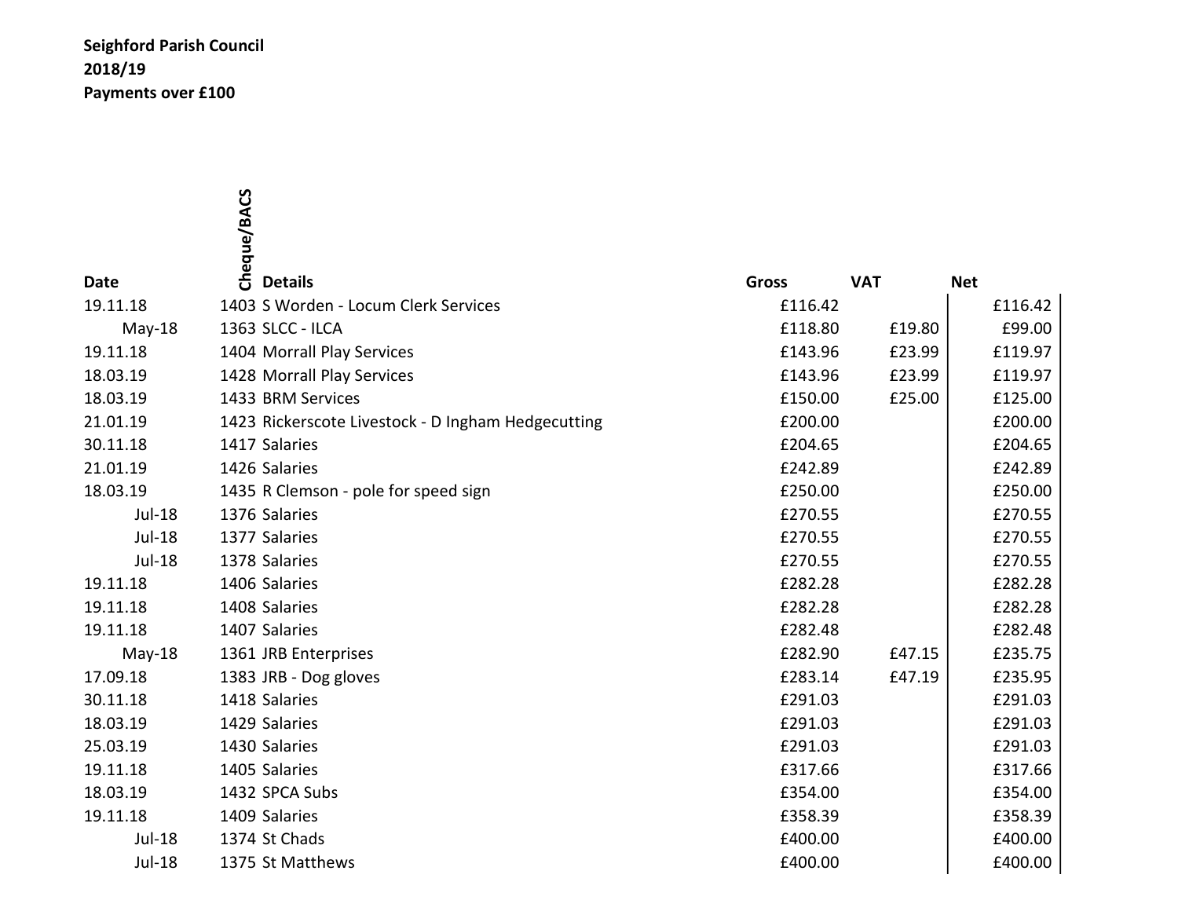**Seighford Parish Council**
**2018/19**
**Payments over £100**

| Date | Cheque/BACS | Details | Gross | VAT | Net |
|---|---|---|---|---|---|
| 19.11.18 | 1403 | S Worden - Locum Clerk Services | £116.42 | | £116.42 |
| May-18 | 1363 | SLCC - ILCA | £118.80 | £19.80 | £99.00 |
| 19.11.18 | 1404 | Morrall Play Services | £143.96 | £23.99 | £119.97 |
| 18.03.19 | 1428 | Morrall Play Services | £143.96 | £23.99 | £119.97 |
| 18.03.19 | 1433 | BRM Services | £150.00 | £25.00 | £125.00 |
| 21.01.19 | 1423 | Rickerscote Livestock - D Ingham Hedgecutting | £200.00 | | £200.00 |
| 30.11.18 | 1417 | Salaries | £204.65 | | £204.65 |
| 21.01.19 | 1426 | Salaries | £242.89 | | £242.89 |
| 18.03.19 | 1435 | R Clemson - pole for speed sign | £250.00 | | £250.00 |
| Jul-18 | 1376 | Salaries | £270.55 | | £270.55 |
| Jul-18 | 1377 | Salaries | £270.55 | | £270.55 |
| Jul-18 | 1378 | Salaries | £270.55 | | £270.55 |
| 19.11.18 | 1406 | Salaries | £282.28 | | £282.28 |
| 19.11.18 | 1408 | Salaries | £282.28 | | £282.28 |
| 19.11.18 | 1407 | Salaries | £282.48 | | £282.48 |
| May-18 | 1361 | JRB Enterprises | £282.90 | £47.15 | £235.75 |
| 17.09.18 | 1383 | JRB - Dog gloves | £283.14 | £47.19 | £235.95 |
| 30.11.18 | 1418 | Salaries | £291.03 | | £291.03 |
| 18.03.19 | 1429 | Salaries | £291.03 | | £291.03 |
| 25.03.19 | 1430 | Salaries | £291.03 | | £291.03 |
| 19.11.18 | 1405 | Salaries | £317.66 | | £317.66 |
| 18.03.19 | 1432 | SPCA Subs | £354.00 | | £354.00 |
| 19.11.18 | 1409 | Salaries | £358.39 | | £358.39 |
| Jul-18 | 1374 | St Chads | £400.00 | | £400.00 |
| Jul-18 | 1375 | St Matthews | £400.00 | | £400.00 |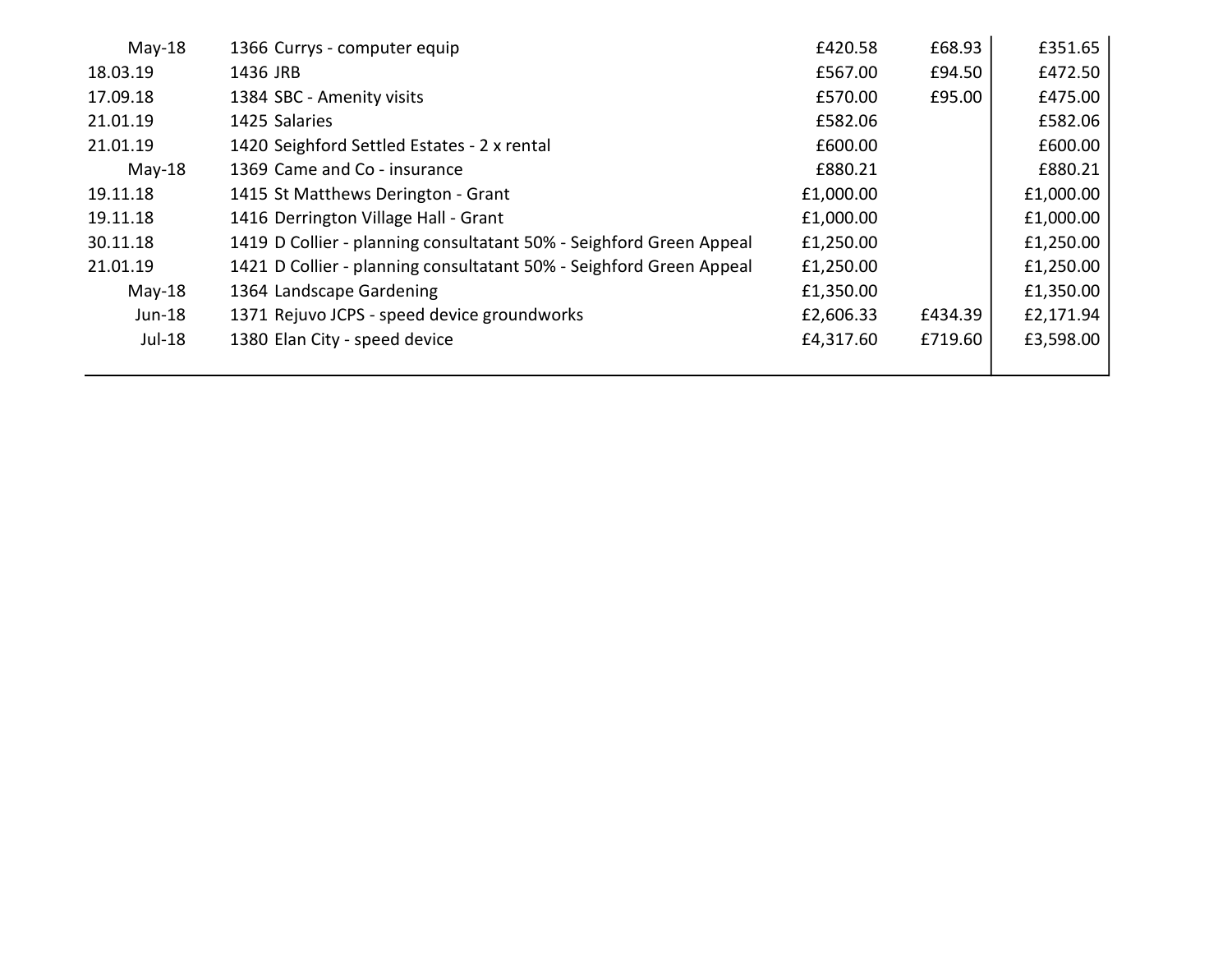| | | | | | |
|---|---|---|---|---|---|
| May-18 | 1366 | Currys - computer equip | £420.58 | £68.93 | £351.65 |
| 18.03.19 | 1436 | JRB | £567.00 | £94.50 | £472.50 |
| 17.09.18 | 1384 | SBC - Amenity visits | £570.00 | £95.00 | £475.00 |
| 21.01.19 | 1425 | Salaries | £582.06 | | £582.06 |
| 21.01.19 | 1420 | Seighford Settled Estates - 2 x rental | £600.00 | | £600.00 |
| May-18 | 1369 | Came and Co - insurance | £880.21 | | £880.21 |
| 19.11.18 | 1415 | St Matthews Derington - Grant | £1,000.00 | | £1,000.00 |
| 19.11.18 | 1416 | Derrington Village Hall - Grant | £1,000.00 | | £1,000.00 |
| 30.11.18 | 1419 | D Collier - planning consultatant 50% - Seighford Green Appeal | £1,250.00 | | £1,250.00 |
| 21.01.19 | 1421 | D Collier - planning consultatant 50% - Seighford Green Appeal | £1,250.00 | | £1,250.00 |
| May-18 | 1364 | Landscape Gardening | £1,350.00 | | £1,350.00 |
| Jun-18 | 1371 | Rejuvo JCPS - speed device groundworks | £2,606.33 | £434.39 | £2,171.94 |
| Jul-18 | 1380 | Elan City - speed device | £4,317.60 | £719.60 | £3,598.00 |